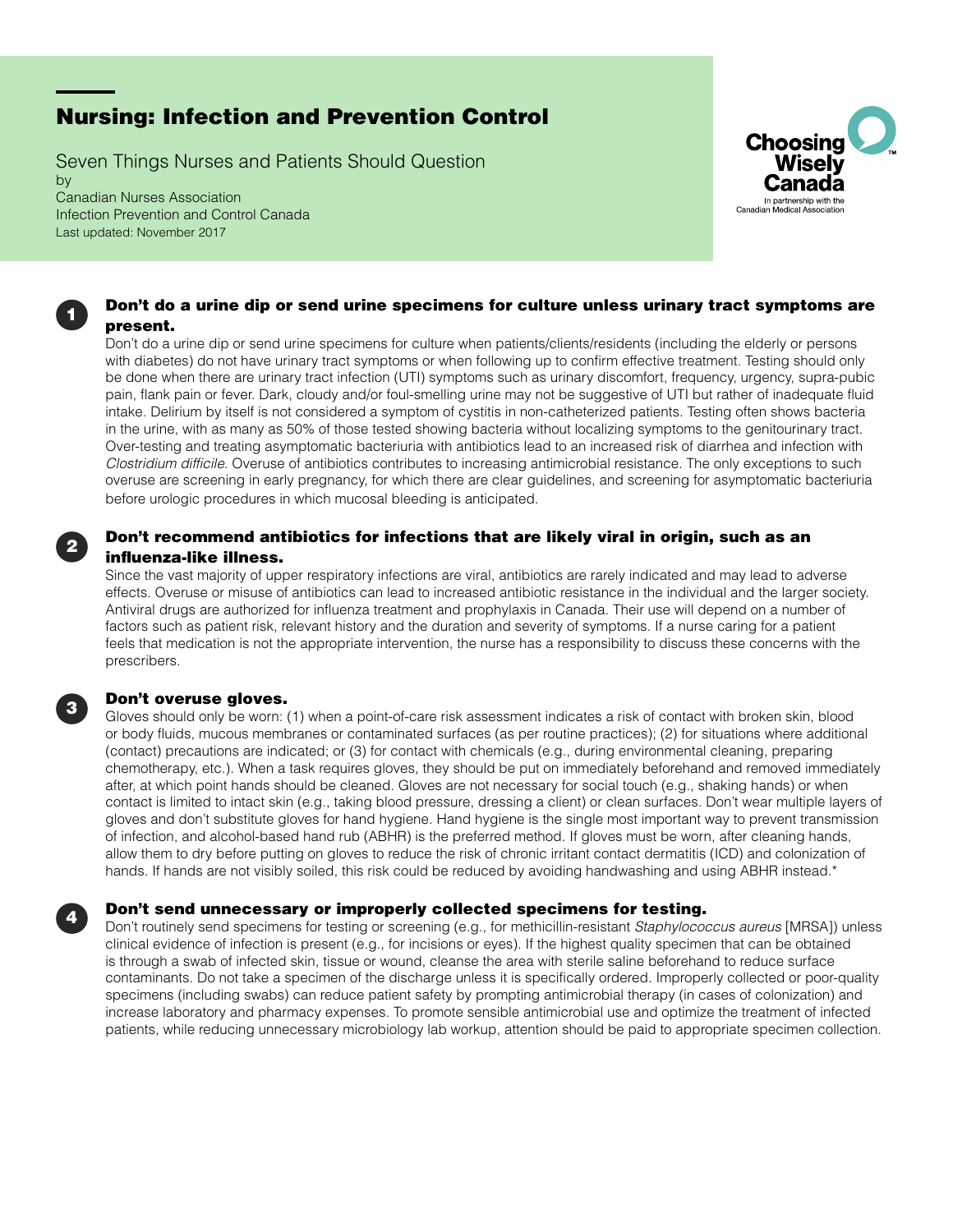# Nursing: Infection and Prevention Control

Seven Things Nurses and Patients Should Question
by
Canadian Nurses Association
Infection Prevention and Control Canada
Last updated: November 2017

Choosing Wisely Canada
In partnership with the Canadian Medical Association

## 1. Don't do a urine dip or send urine specimens for culture unless urinary tract symptoms are present.

Don't do a urine dip or send urine specimens for culture when patients/clients/residents (including the elderly or persons with diabetes) do not have urinary tract symptoms or when following up to confirm effective treatment. Testing should only be done when there are urinary tract infection (UTI) symptoms such as urinary discomfort, frequency, urgency, supra-pubic pain, flank pain or fever. Dark, cloudy and/or foul-smelling urine may not be suggestive of UTI but rather of inadequate fluid intake. Delirium by itself is not considered a symptom of cystitis in non-catheterized patients. Testing often shows bacteria in the urine, with as many as 50% of those tested showing bacteria without localizing symptoms to the genitourinary tract. Over-testing and treating asymptomatic bacteriuria with antibiotics lead to an increased risk of diarrhea and infection with *Clostridium difficile.* Overuse of antibiotics contributes to increasing antimicrobial resistance. The only exceptions to such overuse are screening in early pregnancy, for which there are clear guidelines, and screening for asymptomatic bacteriuria before urologic procedures in which mucosal bleeding is anticipated.

## 2. Don't recommend antibiotics for infections that are likely viral in origin, such as an influenza-like illness.

Since the vast majority of upper respiratory infections are viral, antibiotics are rarely indicated and may lead to adverse effects. Overuse or misuse of antibiotics can lead to increased antibiotic resistance in the individual and the larger society. Antiviral drugs are authorized for influenza treatment and prophylaxis in Canada. Their use will depend on a number of factors such as patient risk, relevant history and the duration and severity of symptoms. If a nurse caring for a patient feels that medication is not the appropriate intervention, the nurse has a responsibility to discuss these concerns with the prescribers.

## 3. Don't overuse gloves.

Gloves should only be worn: (1) when a point-of-care risk assessment indicates a risk of contact with broken skin, blood or body fluids, mucous membranes or contaminated surfaces (as per routine practices); (2) for situations where additional (contact) precautions are indicated; or (3) for contact with chemicals (e.g., during environmental cleaning, preparing chemotherapy, etc.). When a task requires gloves, they should be put on immediately beforehand and removed immediately after, at which point hands should be cleaned. Gloves are not necessary for social touch (e.g., shaking hands) or when contact is limited to intact skin (e.g., taking blood pressure, dressing a client) or clean surfaces. Don't wear multiple layers of gloves and don't substitute gloves for hand hygiene. Hand hygiene is the single most important way to prevent transmission of infection, and alcohol-based hand rub (ABHR) is the preferred method. If gloves must be worn, after cleaning hands, allow them to dry before putting on gloves to reduce the risk of chronic irritant contact dermatitis (ICD) and colonization of hands. If hands are not visibly soiled, this risk could be reduced by avoiding handwashing and using ABHR instead.*

## 4. Don't send unnecessary or improperly collected specimens for testing.

Don't routinely send specimens for testing or screening (e.g., for methicillin-resistant *Staphylococcus aureus* [MRSA]) unless clinical evidence of infection is present (e.g., for incisions or eyes). If the highest quality specimen that can be obtained is through a swab of infected skin, tissue or wound, cleanse the area with sterile saline beforehand to reduce surface contaminants. Do not take a specimen of the discharge unless it is specifically ordered. Improperly collected or poor-quality specimens (including swabs) can reduce patient safety by prompting antimicrobial therapy (in cases of colonization) and increase laboratory and pharmacy expenses. To promote sensible antimicrobial use and optimize the treatment of infected patients, while reducing unnecessary microbiology lab workup, attention should be paid to appropriate specimen collection.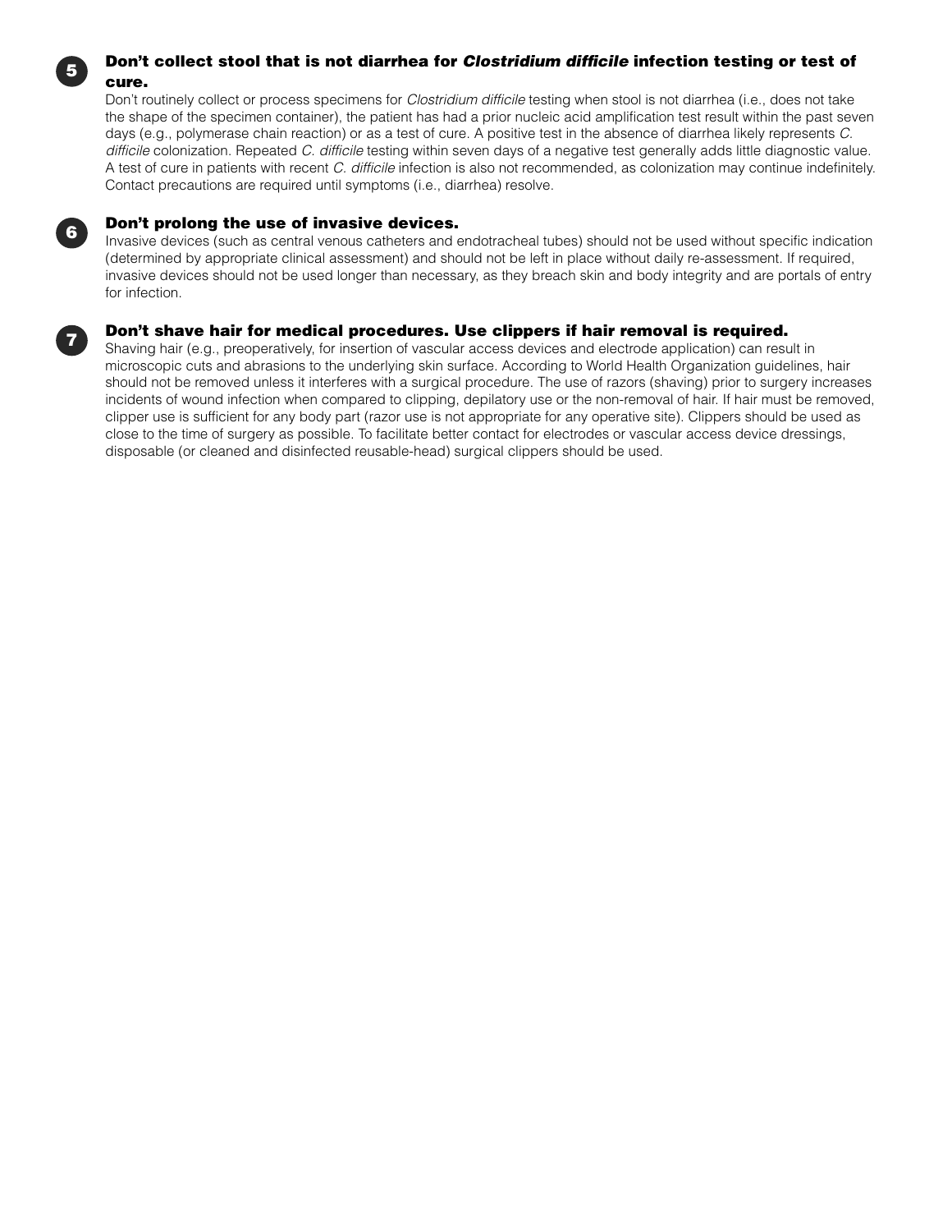### 5. **Don't collect stool that is not diarrhea for *Clostridium difficile* infection testing or test of cure.**

Don't routinely collect or process specimens for *Clostridium difficile* testing when stool is not diarrhea (i.e., does not take the shape of the specimen container), the patient has had a prior nucleic acid amplification test result within the past seven days (e.g., polymerase chain reaction) or as a test of cure. A positive test in the absence of diarrhea likely represents *C. difficile* colonization. Repeated *C. difficile* testing within seven days of a negative test generally adds little diagnostic value. A test of cure in patients with recent *C. difficile* infection is also not recommended, as colonization may continue indefinitely. Contact precautions are required until symptoms (i.e., diarrhea) resolve.

### 6. **Don't prolong the use of invasive devices.**

Invasive devices (such as central venous catheters and endotracheal tubes) should not be used without specific indication (determined by appropriate clinical assessment) and should not be left in place without daily re-assessment. If required, invasive devices should not be used longer than necessary, as they breach skin and body integrity and are portals of entry for infection.

### 7. **Don't shave hair for medical procedures. Use clippers if hair removal is required.**

Shaving hair (e.g., preoperatively, for insertion of vascular access devices and electrode application) can result in microscopic cuts and abrasions to the underlying skin surface. According to World Health Organization guidelines, hair should not be removed unless it interferes with a surgical procedure. The use of razors (shaving) prior to surgery increases incidents of wound infection when compared to clipping, depilatory use or the non-removal of hair. If hair must be removed, clipper use is sufficient for any body part (razor use is not appropriate for any operative site). Clippers should be used as close to the time of surgery as possible. To facilitate better contact for electrodes or vascular access device dressings, disposable (or cleaned and disinfected reusable-head) surgical clippers should be used.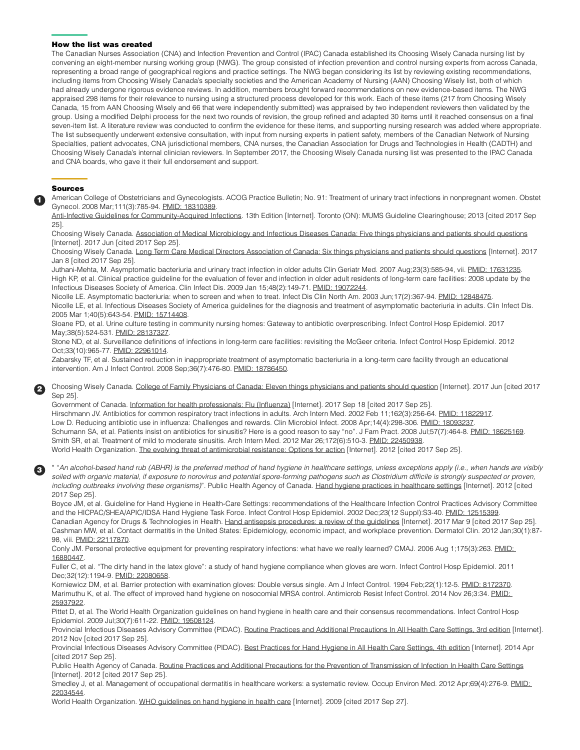## How the list was created

The Canadian Nurses Association (CNA) and Infection Prevention and Control (IPAC) Canada established its Choosing Wisely Canada nursing list by convening an eight-member nursing working group (NWG). The group consisted of infection prevention and control nursing experts from across Canada, representing a broad range of geographical regions and practice settings. The NWG began considering its list by reviewing existing recommendations, including items from Choosing Wisely Canada's specialty societies and the American Academy of Nursing (AAN) Choosing Wisely list, both of which had already undergone rigorous evidence reviews. In addition, members brought forward recommendations on new evidence-based items. The NWG appraised 298 items for their relevance to nursing using a structured process developed for this work. Each of these items (217 from Choosing Wisely Canada, 15 from AAN Choosing Wisely and 66 that were independently submitted) was appraised by two independent reviewers then validated by the group. Using a modified Delphi process for the next two rounds of revision, the group refined and adapted 30 items until it reached consensus on a final seven-item list. A literature review was conducted to confirm the evidence for these items, and supporting nursing research was added where appropriate. The list subsequently underwent extensive consultation, with input from nursing experts in patient safety, members of the Canadian Network of Nursing Specialties, patient advocates, CNA jurisdictional members, CNA nurses, the Canadian Association for Drugs and Technologies in Health (CADTH) and Choosing Wisely Canada's internal clinician reviewers. In September 2017, the Choosing Wisely Canada nursing list was presented to the IPAC Canada and CNA boards, who gave it their full endorsement and support.

## Sources

**1**

American College of Obstetricians and Gynecologists. ACOG Practice Bulletin; No. 91: Treatment of urinary tract infections in nonpregnant women. Obstet Gynecol. 2008 Mar;111(3):785-94. PMID: 18310389.

Anti-Infective Guidelines for Community-Acquired Infections. 13th Edition [Internet]. Toronto (ON): MUMS Guideline Clearinghouse; 2013 [cited 2017 Sep 25].

Choosing Wisely Canada. Association of Medical Microbiology and Infectious Diseases Canada: Five things physicians and patients should questions [Internet]. 2017 Jun [cited 2017 Sep 25].

Choosing Wisely Canada. Long Term Care Medical Directors Association of Canada: Six things physicians and patients should questions [Internet]. 2017 Jan 8 [cited 2017 Sep 25].

Juthani-Mehta, M. Asymptomatic bacteriuria and urinary tract infection in older adults Clin Geriatr Med. 2007 Aug;23(3):585-94, vii. PMID: 17631235.

High KP, et al. Clinical practice guideline for the evaluation of fever and infection in older adult residents of long-term care facilities: 2008 update by the Infectious Diseases Society of America. Clin Infect Dis. 2009 Jan 15;48(2):149-71. PMID: 19072244.

Nicolle LE. Asymptomatic bacteriuria: when to screen and when to treat. Infect Dis Clin North Am. 2003 Jun;17(2):367-94. PMID: 12848475.

Nicolle LE, et al. Infectious Diseases Society of America guidelines for the diagnosis and treatment of asymptomatic bacteriuria in adults. Clin Infect Dis. 2005 Mar 1;40(5):643-54. PMID: 15714408.

Sloane PD, et al. Urine culture testing in community nursing homes: Gateway to antibiotic overprescribing. Infect Control Hosp Epidemiol. 2017 May;38(5):524-531. PMID: 28137327.

Stone ND, et al. Surveillance definitions of infections in long-term care facilities: revisiting the McGeer criteria. Infect Control Hosp Epidemiol. 2012 Oct;33(10):965-77. PMID: 22961014.

Zabarsky TF, et al. Sustained reduction in inappropriate treatment of asymptomatic bacteriuria in a long-term care facility through an educational intervention. Am J Infect Control. 2008 Sep;36(7):476-80. PMID: 18786450.

**2**

Choosing Wisely Canada. College of Family Physicians of Canada: Eleven things physicians and patients should question [Internet]. 2017 Jun [cited 2017 Sep 25].

Government of Canada. Information for health professionals: Flu (Influenza) [Internet]. 2017 Sep 18 [cited 2017 Sep 25].

Hirschmann JV. Antibiotics for common respiratory tract infections in adults. Arch Intern Med. 2002 Feb 11;162(3):256-64. PMID: 11822917.

Low D. Reducing antibiotic use in influenza: Challenges and rewards. Clin Microbiol Infect. 2008 Apr;14(4):298-306. PMID: 18093237.

Schumann SA, et al. Patients insist on antibiotics for sinusitis? Here is a good reason to say "no". J Fam Pract. 2008 Jul;57(7):464-8. PMID: 18625169.

Smith SR, et al. Treatment of mild to moderate sinusitis. Arch Intern Med. 2012 Mar 26;172(6):510-3. PMID: 22450938.

World Health Organization. The evolving threat of antimicrobial resistance: Options for action [Internet]. 2012 [cited 2017 Sep 25].

**3**

* "*An alcohol-based hand rub (ABHR) is the preferred method of hand hygiene in healthcare settings, unless exceptions apply (i.e., when hands are visibly soiled with organic material, if exposure to norovirus and potential spore-forming pathogens such as Clostridium difficile is strongly suspected or proven, including outbreaks involving these organisms)*". Public Health Agency of Canada. Hand hygiene practices in healthcare settings [Internet]. 2012 [cited 2017 Sep 25].

Boyce JM, et al. Guideline for Hand Hygiene in Health-Care Settings: recommendations of the Healthcare Infection Control Practices Advisory Committee and the HICPAC/SHEA/APIC/IDSA Hand Hygiene Task Force. Infect Control Hosp Epidemiol. 2002 Dec;23(12 Suppl):S3-40. PMID: 12515399.

Canadian Agency for Drugs & Technologies in Health. Hand antisepsis procedures: a review of the guidelines [Internet]. 2017 Mar 9 [cited 2017 Sep 25].

Cashman MW, et al. Contact dermatitis in the United States: Epidemiology, economic impact, and workplace prevention. Dermatol Clin. 2012 Jan;30(1):87-98, viii. PMID: 22117870.

Conly JM. Personal protective equipment for preventing respiratory infections: what have we really learned? CMAJ. 2006 Aug 1;175(3):263. PMID: 16880447.

Fuller C, et al. "The dirty hand in the latex glove": a study of hand hygiene compliance when gloves are worn. Infect Control Hosp Epidemiol. 2011 Dec;32(12):1194-9. PMID: 22080658.

Korniewicz DM, et al. Barrier protection with examination gloves: Double versus single. Am J Infect Control. 1994 Feb;22(1):12-5. PMID: 8172370.

Marimuthu K, et al. The effect of improved hand hygiene on nosocomial MRSA control. Antimicrob Resist Infect Control. 2014 Nov 26;3:34. PMID: 25937922.

Pittet D, et al. The World Health Organization guidelines on hand hygiene in health care and their consensus recommendations. Infect Control Hosp Epidemiol. 2009 Jul;30(7):611-22. PMID: 19508124.

Provincial Infectious Diseases Advisory Committee (PIDAC). Routine Practices and Additional Precautions In All Health Care Settings, 3rd edition [Internet]. 2012 Nov [cited 2017 Sep 25].

Provincial Infectious Diseases Advisory Committee (PIDAC). Best Practices for Hand Hygiene in All Health Care Settings, 4th edition [Internet]. 2014 Apr [cited 2017 Sep 25].

Public Health Agency of Canada. Routine Practices and Additional Precautions for the Prevention of Transmission of Infection In Health Care Settings [Internet]. 2012 [cited 2017 Sep 25].

Smedley J, et al. Management of occupational dermatitis in healthcare workers: a systematic review. Occup Environ Med. 2012 Apr;69(4):276-9. PMID: 22034544.

World Health Organization. WHO guidelines on hand hygiene in health care [Internet]. 2009 [cited 2017 Sep 27].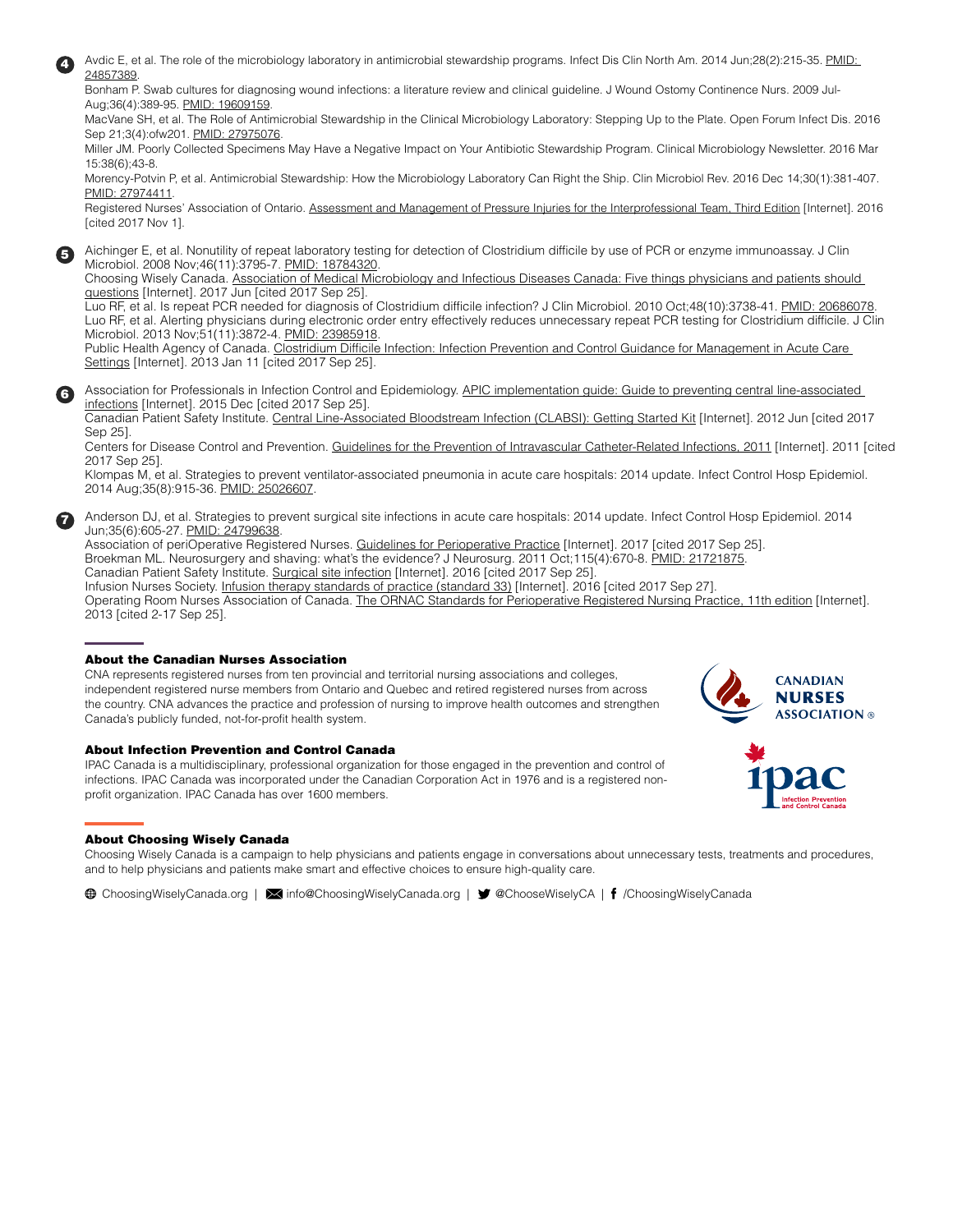**4**

Avdic E, et al. The role of the microbiology laboratory in antimicrobial stewardship programs. Infect Dis Clin North Am. 2014 Jun;28(2):215-35. PMID: 24857389.

Bonham P. Swab cultures for diagnosing wound infections: a literature review and clinical guideline. J Wound Ostomy Continence Nurs. 2009 Jul-Aug;36(4):389-95. PMID: 19609159.

MacVane SH, et al. The Role of Antimicrobial Stewardship in the Clinical Microbiology Laboratory: Stepping Up to the Plate. Open Forum Infect Dis. 2016 Sep 21;3(4):ofw201. PMID: 27975076.

Miller JM. Poorly Collected Specimens May Have a Negative Impact on Your Antibiotic Stewardship Program. Clinical Microbiology Newsletter. 2016 Mar 15:38(6);43-8.

Morency-Potvin P, et al. Antimicrobial Stewardship: How the Microbiology Laboratory Can Right the Ship. Clin Microbiol Rev. 2016 Dec 14;30(1):381-407. PMID: 27974411.

Registered Nurses' Association of Ontario. Assessment and Management of Pressure Injuries for the Interprofessional Team, Third Edition [Internet]. 2016 [cited 2017 Nov 1].

**5**

Aichinger E, et al. Nonutility of repeat laboratory testing for detection of Clostridium difficile by use of PCR or enzyme immunoassay. J Clin Microbiol. 2008 Nov;46(11):3795-7. PMID: 18784320.

Choosing Wisely Canada. Association of Medical Microbiology and Infectious Diseases Canada: Five things physicians and patients should questions [Internet]. 2017 Jun [cited 2017 Sep 25].

Luo RF, et al. Is repeat PCR needed for diagnosis of Clostridium difficile infection? J Clin Microbiol. 2010 Oct;48(10):3738-41. PMID: 20686078.

Luo RF, et al. Alerting physicians during electronic order entry effectively reduces unnecessary repeat PCR testing for Clostridium difficile. J Clin Microbiol. 2013 Nov;51(11):3872-4. PMID: 23985918.

Public Health Agency of Canada. Clostridium Difficile Infection: Infection Prevention and Control Guidance for Management in Acute Care Settings [Internet]. 2013 Jan 11 [cited 2017 Sep 25].

**6**

Association for Professionals in Infection Control and Epidemiology. APIC implementation guide: Guide to preventing central line-associated infections [Internet]. 2015 Dec [cited 2017 Sep 25].

Canadian Patient Safety Institute. Central Line-Associated Bloodstream Infection (CLABSI): Getting Started Kit [Internet]. 2012 Jun [cited 2017 Sep 25].

Centers for Disease Control and Prevention. Guidelines for the Prevention of Intravascular Catheter-Related Infections, 2011 [Internet]. 2011 [cited 2017 Sep 25].

Klompas M, et al. Strategies to prevent ventilator-associated pneumonia in acute care hospitals: 2014 update. Infect Control Hosp Epidemiol. 2014 Aug;35(8):915-36. PMID: 25026607.

**7**

Anderson DJ, et al. Strategies to prevent surgical site infections in acute care hospitals: 2014 update. Infect Control Hosp Epidemiol. 2014 Jun;35(6):605-27. PMID: 24799638.

Association of periOperative Registered Nurses. Guidelines for Perioperative Practice [Internet]. 2017 [cited 2017 Sep 25].

Broekman ML. Neurosurgery and shaving: what's the evidence? J Neurosurg. 2011 Oct;115(4):670-8. PMID: 21721875.

Canadian Patient Safety Institute. Surgical site infection [Internet]. 2016 [cited 2017 Sep 25].

Infusion Nurses Society. Infusion therapy standards of practice (standard 33) [Internet]. 2016 [cited 2017 Sep 27].

Operating Room Nurses Association of Canada. The ORNAC Standards for Perioperative Registered Nursing Practice, 11th edition [Internet]. 2013 [cited 2-17 Sep 25].

### About the Canadian Nurses Association

CNA represents registered nurses from ten provincial and territorial nursing associations and colleges, independent registered nurse members from Ontario and Quebec and retired registered nurses from across the country. CNA advances the practice and profession of nursing to improve health outcomes and strengthen Canada's publicly funded, not-for-profit health system.

### About Infection Prevention and Control Canada

IPAC Canada is a multidisciplinary, professional organization for those engaged in the prevention and control of infections. IPAC Canada was incorporated under the Canadian Corporation Act in 1976 and is a registered non-profit organization. IPAC Canada has over 1600 members.

### About Choosing Wisely Canada

Choosing Wisely Canada is a campaign to help physicians and patients engage in conversations about unnecessary tests, treatments and procedures, and to help physicians and patients make smart and effective choices to ensure high-quality care.

ChoosingWiselyCanada.org | info@ChoosingWiselyCanada.org | @ChooseWiselyCA | /ChoosingWiselyCanada